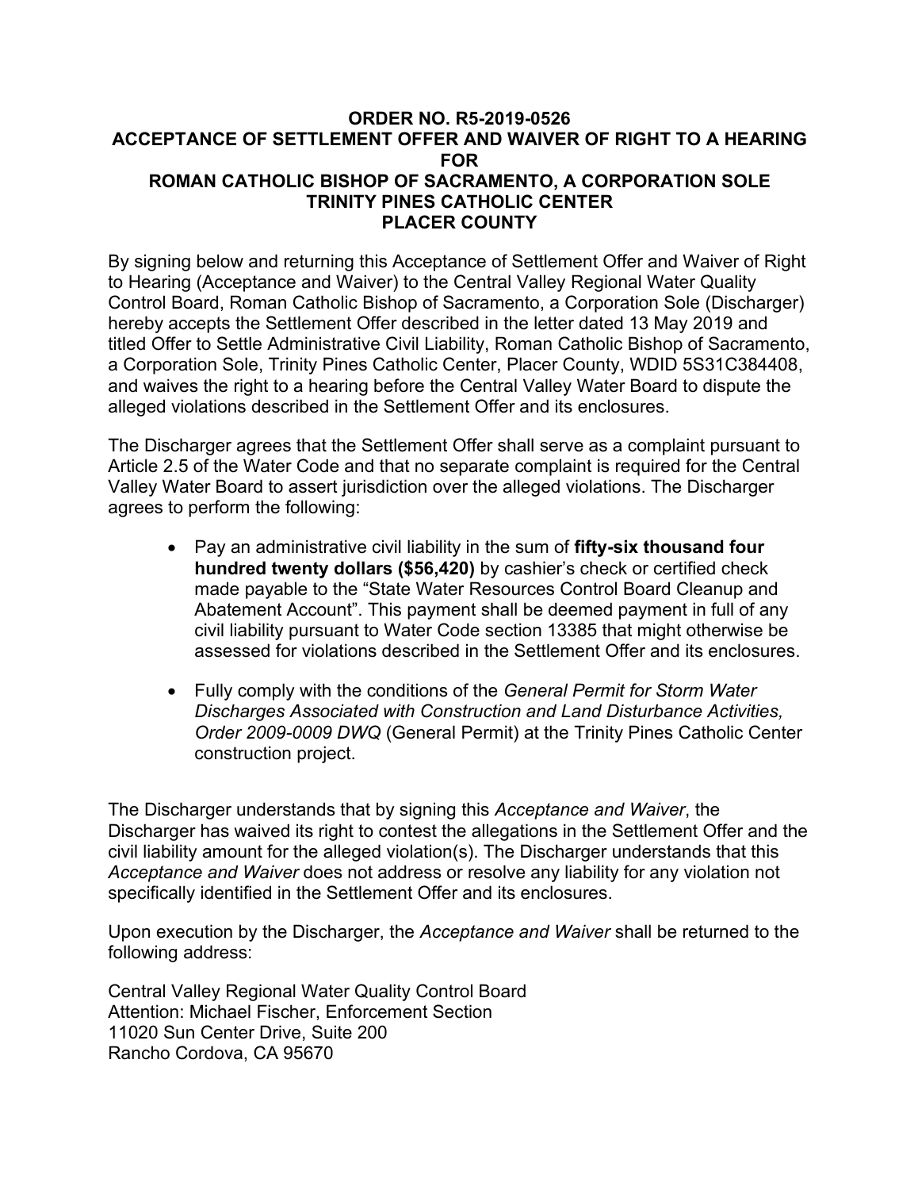# ORDER NO. R5-2019-0526
# ACCEPTANCE OF SETTLEMENT OFFER AND WAIVER OF RIGHT TO A HEARING FOR ROMAN CATHOLIC BISHOP OF SACRAMENTO, A CORPORATION SOLE TRINITY PINES CATHOLIC CENTER PLACER COUNTY

By signing below and returning this Acceptance of Settlement Offer and Waiver of Right to Hearing (Acceptance and Waiver) to the Central Valley Regional Water Quality Control Board, Roman Catholic Bishop of Sacramento, a Corporation Sole (Discharger) hereby accepts the Settlement Offer described in the letter dated 13 May 2019 and titled Offer to Settle Administrative Civil Liability, Roman Catholic Bishop of Sacramento, a Corporation Sole, Trinity Pines Catholic Center, Placer County, WDID 5S31C384408, and waives the right to a hearing before the Central Valley Water Board to dispute the alleged violations described in the Settlement Offer and its enclosures.

The Discharger agrees that the Settlement Offer shall serve as a complaint pursuant to Article 2.5 of the Water Code and that no separate complaint is required for the Central Valley Water Board to assert jurisdiction over the alleged violations. The Discharger agrees to perform the following:

- Pay an administrative civil liability in the sum of **fifty-six thousand four hundred twenty dollars ($56,420)** by cashier's check or certified check made payable to the "State Water Resources Control Board Cleanup and Abatement Account". This payment shall be deemed payment in full of any civil liability pursuant to Water Code section 13385 that might otherwise be assessed for violations described in the Settlement Offer and its enclosures.
- Fully comply with the conditions of the *General Permit for Storm Water Discharges Associated with Construction and Land Disturbance Activities, Order 2009-0009 DWQ* (General Permit) at the Trinity Pines Catholic Center construction project.

The Discharger understands that by signing this *Acceptance and Waiver*, the Discharger has waived its right to contest the allegations in the Settlement Offer and the civil liability amount for the alleged violation(s). The Discharger understands that this *Acceptance and Waiver* does not address or resolve any liability for any violation not specifically identified in the Settlement Offer and its enclosures.

Upon execution by the Discharger, the *Acceptance and Waiver* shall be returned to the following address:

Central Valley Regional Water Quality Control Board
Attention: Michael Fischer, Enforcement Section
11020 Sun Center Drive, Suite 200
Rancho Cordova, CA 95670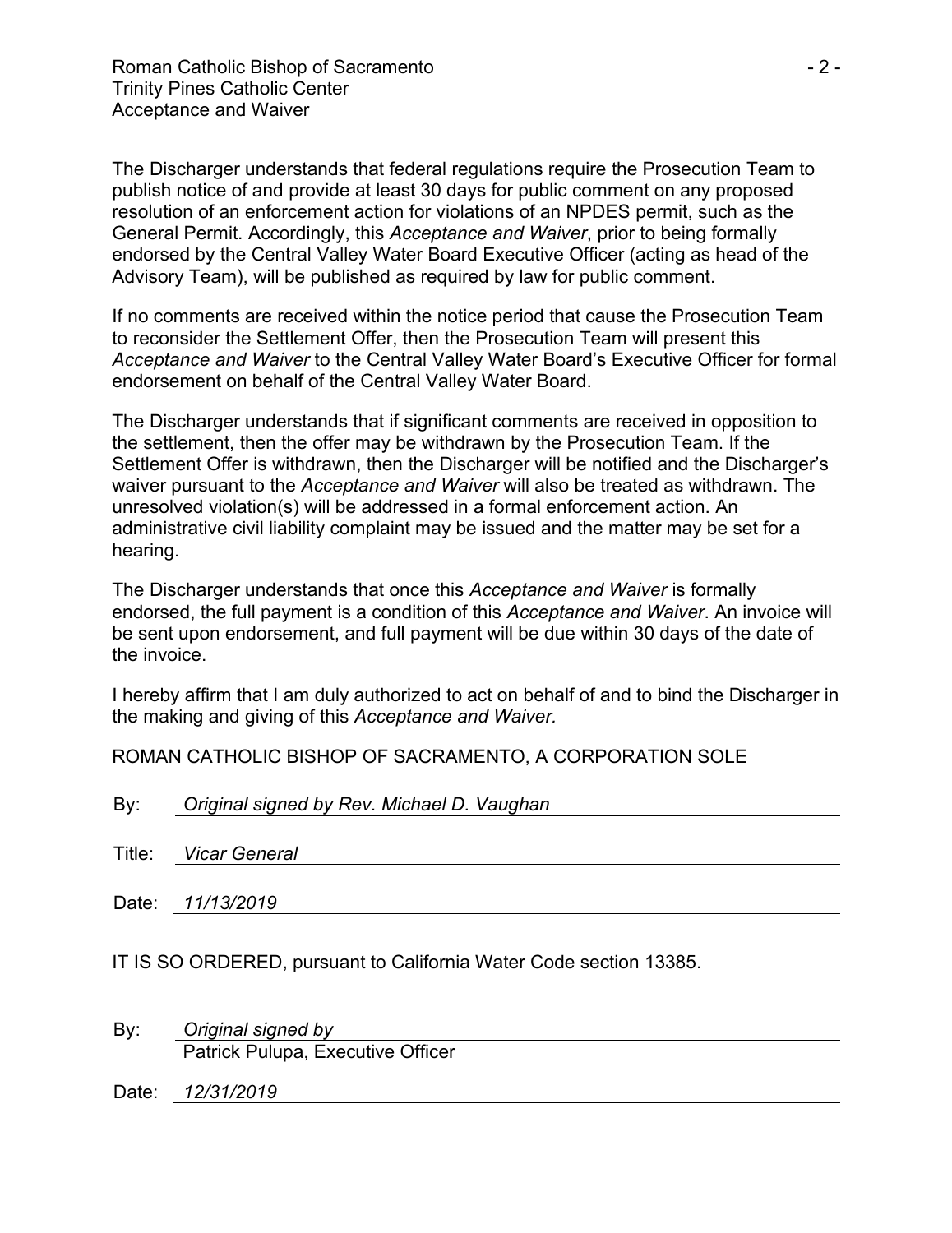The Discharger understands that federal regulations require the Prosecution Team to publish notice of and provide at least 30 days for public comment on any proposed resolution of an enforcement action for violations of an NPDES permit, such as the General Permit. Accordingly, this *Acceptance and Waiver*, prior to being formally endorsed by the Central Valley Water Board Executive Officer (acting as head of the Advisory Team), will be published as required by law for public comment.

If no comments are received within the notice period that cause the Prosecution Team to reconsider the Settlement Offer, then the Prosecution Team will present this *Acceptance and Waiver* to the Central Valley Water Board's Executive Officer for formal endorsement on behalf of the Central Valley Water Board.

The Discharger understands that if significant comments are received in opposition to the settlement, then the offer may be withdrawn by the Prosecution Team. If the Settlement Offer is withdrawn, then the Discharger will be notified and the Discharger's waiver pursuant to the *Acceptance and Waiver* will also be treated as withdrawn. The unresolved violation(s) will be addressed in a formal enforcement action. An administrative civil liability complaint may be issued and the matter may be set for a hearing.

The Discharger understands that once this *Acceptance and Waiver* is formally endorsed, the full payment is a condition of this *Acceptance and Waiver*. An invoice will be sent upon endorsement, and full payment will be due within 30 days of the date of the invoice.

I hereby affirm that I am duly authorized to act on behalf of and to bind the Discharger in the making and giving of this *Acceptance and Waiver.*

ROMAN CATHOLIC BISHOP OF SACRAMENTO, A CORPORATION SOLE

By: *Original signed by Rev. Michael D. Vaughan*

Title: *Vicar General*

Date: *11/13/2019*

IT IS SO ORDERED, pursuant to California Water Code section 13385.

By: *Original signed by*
Patrick Pulupa, Executive Officer

Date: *12/31/2019*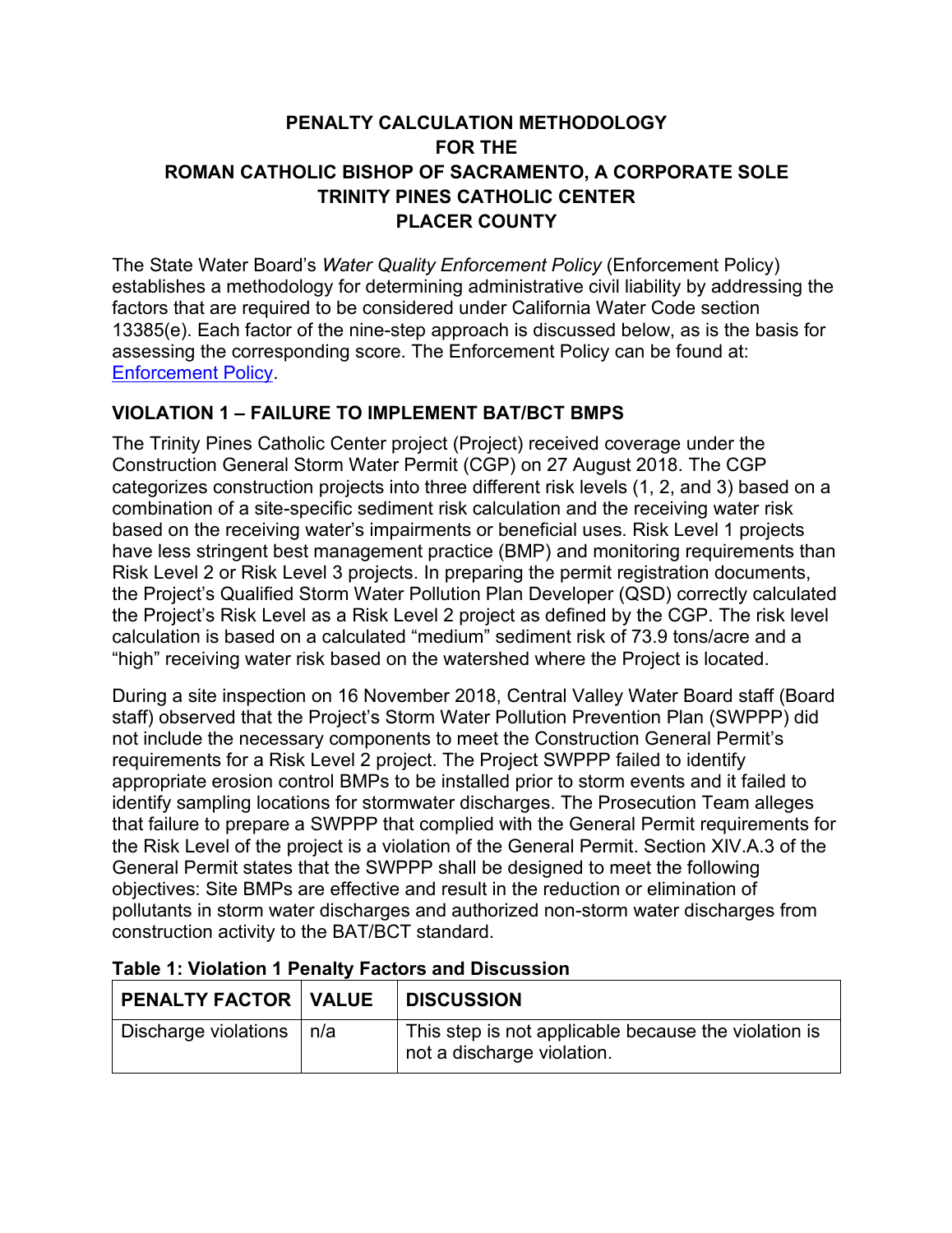# PENALTY CALCULATION METHODOLOGY FOR THE ROMAN CATHOLIC BISHOP OF SACRAMENTO, A CORPORATE SOLE TRINITY PINES CATHOLIC CENTER PLACER COUNTY

The State Water Board's *Water Quality Enforcement Policy* (Enforcement Policy) establishes a methodology for determining administrative civil liability by addressing the factors that are required to be considered under California Water Code section 13385(e). Each factor of the nine-step approach is discussed below, as is the basis for assessing the corresponding score. The Enforcement Policy can be found at: [Enforcement Policy](Enforcement Policy).

## VIOLATION 1 – FAILURE TO IMPLEMENT BAT/BCT BMPS

The Trinity Pines Catholic Center project (Project) received coverage under the Construction General Storm Water Permit (CGP) on 27 August 2018. The CGP categorizes construction projects into three different risk levels (1, 2, and 3) based on a combination of a site-specific sediment risk calculation and the receiving water risk based on the receiving water's impairments or beneficial uses. Risk Level 1 projects have less stringent best management practice (BMP) and monitoring requirements than Risk Level 2 or Risk Level 3 projects. In preparing the permit registration documents, the Project's Qualified Storm Water Pollution Plan Developer (QSD) correctly calculated the Project's Risk Level as a Risk Level 2 project as defined by the CGP. The risk level calculation is based on a calculated "medium" sediment risk of 73.9 tons/acre and a "high" receiving water risk based on the watershed where the Project is located.

During a site inspection on 16 November 2018, Central Valley Water Board staff (Board staff) observed that the Project's Storm Water Pollution Prevention Plan (SWPPP) did not include the necessary components to meet the Construction General Permit's requirements for a Risk Level 2 project. The Project SWPPP failed to identify appropriate erosion control BMPs to be installed prior to storm events and it failed to identify sampling locations for stormwater discharges. The Prosecution Team alleges that failure to prepare a SWPPP that complied with the General Permit requirements for the Risk Level of the project is a violation of the General Permit. Section XIV.A.3 of the General Permit states that the SWPPP shall be designed to meet the following objectives: Site BMPs are effective and result in the reduction or elimination of pollutants in storm water discharges and authorized non-storm water discharges from construction activity to the BAT/BCT standard.

**Table 1: Violation 1 Penalty Factors and Discussion**

| PENALTY FACTOR | VALUE | DISCUSSION |
|---|---|---|
| Discharge violations | n/a | This step is not applicable because the violation is not a discharge violation. |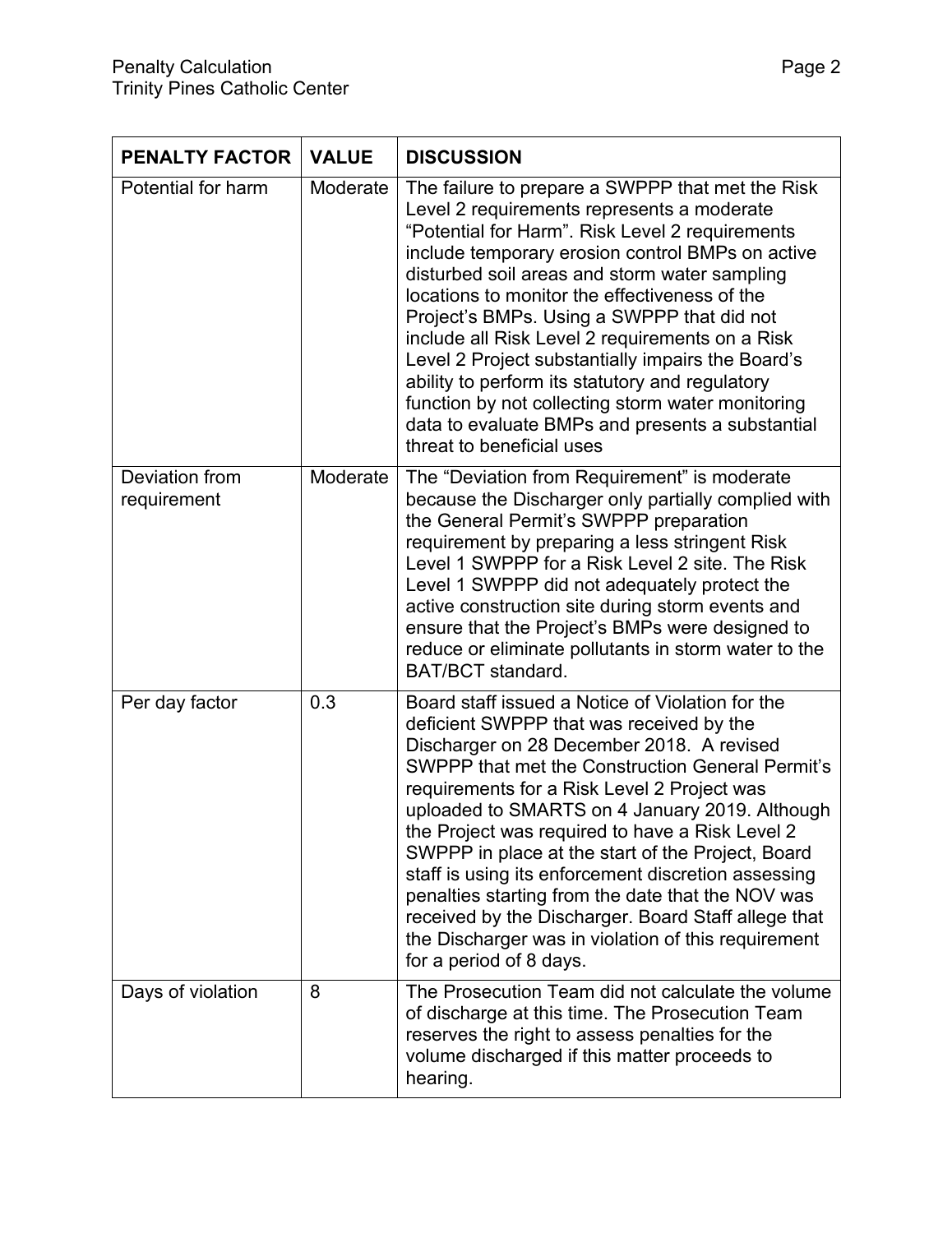| PENALTY FACTOR | VALUE | DISCUSSION |
|---|---|---|
| Potential for harm | Moderate | The failure to prepare a SWPPP that met the Risk Level 2 requirements represents a moderate “Potential for Harm”. Risk Level 2 requirements include temporary erosion control BMPs on active disturbed soil areas and storm water sampling locations to monitor the effectiveness of the Project’s BMPs. Using a SWPPP that did not include all Risk Level 2 requirements on a Risk Level 2 Project substantially impairs the Board’s ability to perform its statutory and regulatory function by not collecting storm water monitoring data to evaluate BMPs and presents a substantial threat to beneficial uses |
| Deviation from requirement | Moderate | The “Deviation from Requirement” is moderate because the Discharger only partially complied with the General Permit’s SWPPP preparation requirement by preparing a less stringent Risk Level 1 SWPPP for a Risk Level 2 site. The Risk Level 1 SWPPP did not adequately protect the active construction site during storm events and ensure that the Project’s BMPs were designed to reduce or eliminate pollutants in storm water to the BAT/BCT standard. |
| Per day factor | 0.3 | Board staff issued a Notice of Violation for the deficient SWPPP that was received by the Discharger on 28 December 2018. A revised SWPPP that met the Construction General Permit’s requirements for a Risk Level 2 Project was uploaded to SMARTS on 4 January 2019. Although the Project was required to have a Risk Level 2 SWPPP in place at the start of the Project, Board staff is using its enforcement discretion assessing penalties starting from the date that the NOV was received by the Discharger. Board Staff allege that the Discharger was in violation of this requirement for a period of 8 days. |
| Days of violation | 8 | The Prosecution Team did not calculate the volume of discharge at this time. The Prosecution Team reserves the right to assess penalties for the volume discharged if this matter proceeds to hearing. |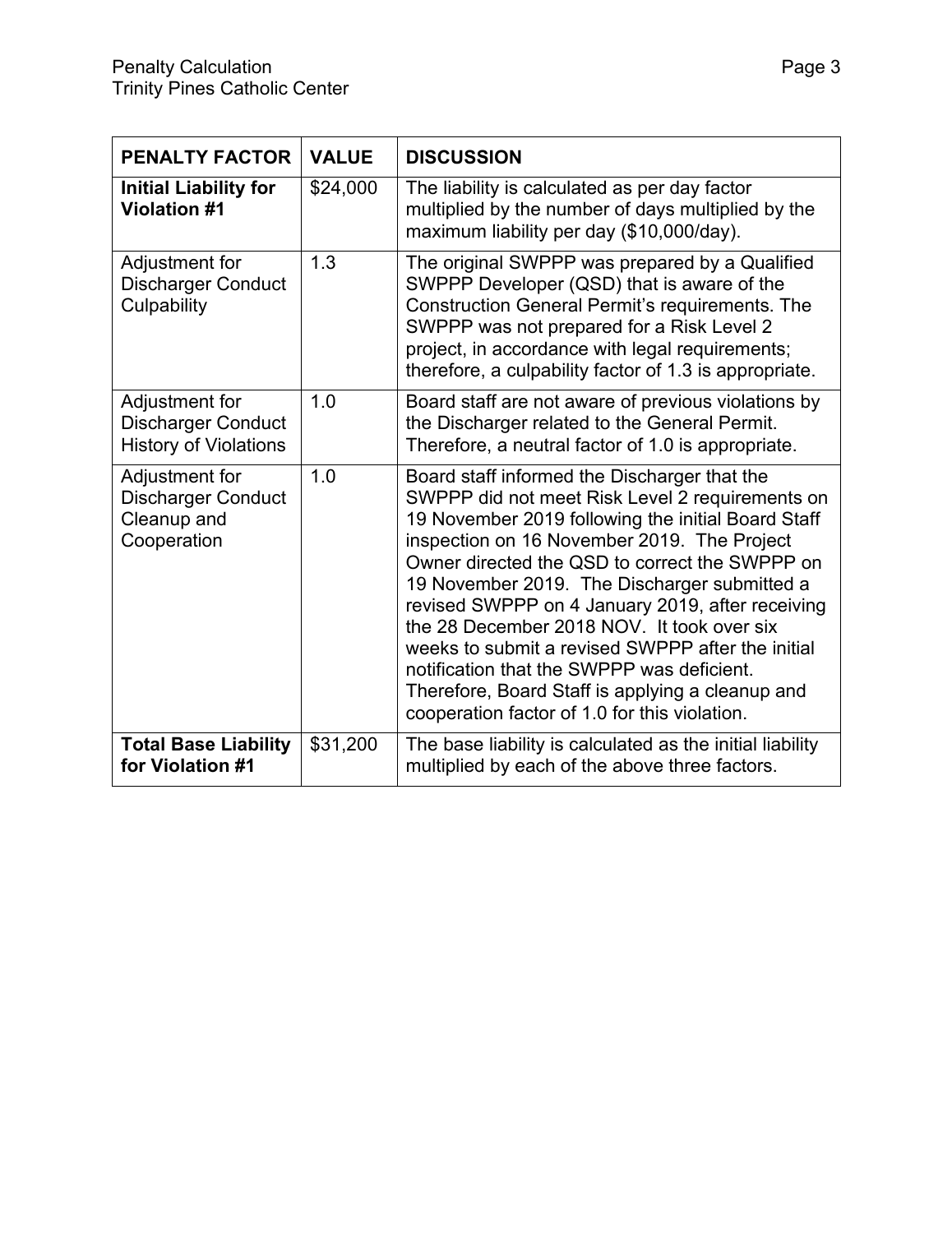| PENALTY FACTOR | VALUE | DISCUSSION |
|---|---|---|
| **Initial Liability for Violation #1** | $24,000 | The liability is calculated as per day factor multiplied by the number of days multiplied by the maximum liability per day ($10,000/day). |
| Adjustment for Discharger Conduct Culpability | 1.3 | The original SWPPP was prepared by a Qualified SWPPP Developer (QSD) that is aware of the Construction General Permit's requirements. The SWPPP was not prepared for a Risk Level 2 project, in accordance with legal requirements; therefore, a culpability factor of 1.3 is appropriate. |
| Adjustment for Discharger Conduct History of Violations | 1.0 | Board staff are not aware of previous violations by the Discharger related to the General Permit. Therefore, a neutral factor of 1.0 is appropriate. |
| Adjustment for Discharger Conduct Cleanup and Cooperation | 1.0 | Board staff informed the Discharger that the SWPPP did not meet Risk Level 2 requirements on 19 November 2019 following the initial Board Staff inspection on 16 November 2019. The Project Owner directed the QSD to correct the SWPPP on 19 November 2019. The Discharger submitted a revised SWPPP on 4 January 2019, after receiving the 28 December 2018 NOV. It took over six weeks to submit a revised SWPPP after the initial notification that the SWPPP was deficient. Therefore, Board Staff is applying a cleanup and cooperation factor of 1.0 for this violation. |
| **Total Base Liability for Violation #1** | $31,200 | The base liability is calculated as the initial liability multiplied by each of the above three factors. |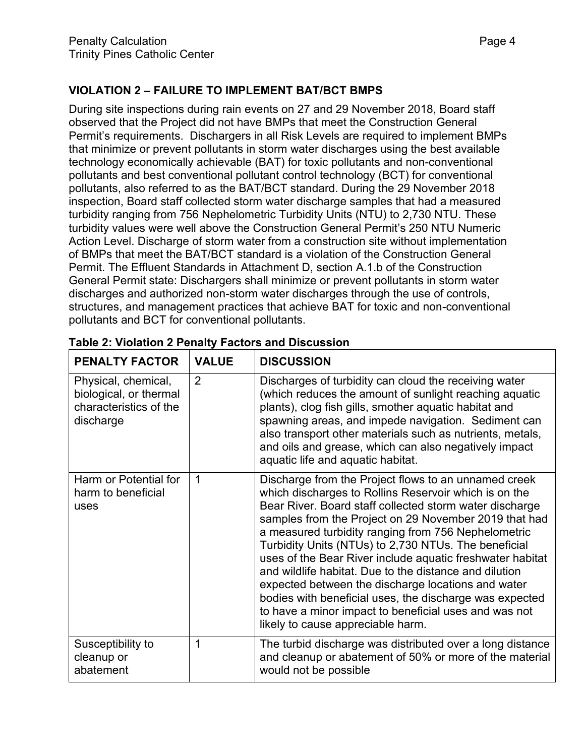## VIOLATION 2 – FAILURE TO IMPLEMENT BAT/BCT BMPS

During site inspections during rain events on 27 and 29 November 2018, Board staff observed that the Project did not have BMPs that meet the Construction General Permit's requirements. Dischargers in all Risk Levels are required to implement BMPs that minimize or prevent pollutants in storm water discharges using the best available technology economically achievable (BAT) for toxic pollutants and non-conventional pollutants and best conventional pollutant control technology (BCT) for conventional pollutants, also referred to as the BAT/BCT standard. During the 29 November 2018 inspection, Board staff collected storm water discharge samples that had a measured turbidity ranging from 756 Nephelometric Turbidity Units (NTU) to 2,730 NTU. These turbidity values were well above the Construction General Permit's 250 NTU Numeric Action Level. Discharge of storm water from a construction site without implementation of BMPs that meet the BAT/BCT standard is a violation of the Construction General Permit. The Effluent Standards in Attachment D, section A.1.b of the Construction General Permit state: Dischargers shall minimize or prevent pollutants in storm water discharges and authorized non-storm water discharges through the use of controls, structures, and management practices that achieve BAT for toxic and non-conventional pollutants and BCT for conventional pollutants.

**Table 2: Violation 2 Penalty Factors and Discussion**

| PENALTY FACTOR | VALUE | DISCUSSION |
|---|---|---|
| Physical, chemical, biological, or thermal characteristics of the discharge | 2 | Discharges of turbidity can cloud the receiving water (which reduces the amount of sunlight reaching aquatic plants), clog fish gills, smother aquatic habitat and spawning areas, and impede navigation. Sediment can also transport other materials such as nutrients, metals, and oils and grease, which can also negatively impact aquatic life and aquatic habitat. |
| Harm or Potential for harm to beneficial uses | 1 | Discharge from the Project flows to an unnamed creek which discharges to Rollins Reservoir which is on the Bear River. Board staff collected storm water discharge samples from the Project on 29 November 2019 that had a measured turbidity ranging from 756 Nephelometric Turbidity Units (NTUs) to 2,730 NTUs. The beneficial uses of the Bear River include aquatic freshwater habitat and wildlife habitat. Due to the distance and dilution expected between the discharge locations and water bodies with beneficial uses, the discharge was expected to have a minor impact to beneficial uses and was not likely to cause appreciable harm. |
| Susceptibility to cleanup or abatement | 1 | The turbid discharge was distributed over a long distance and cleanup or abatement of 50% or more of the material would not be possible |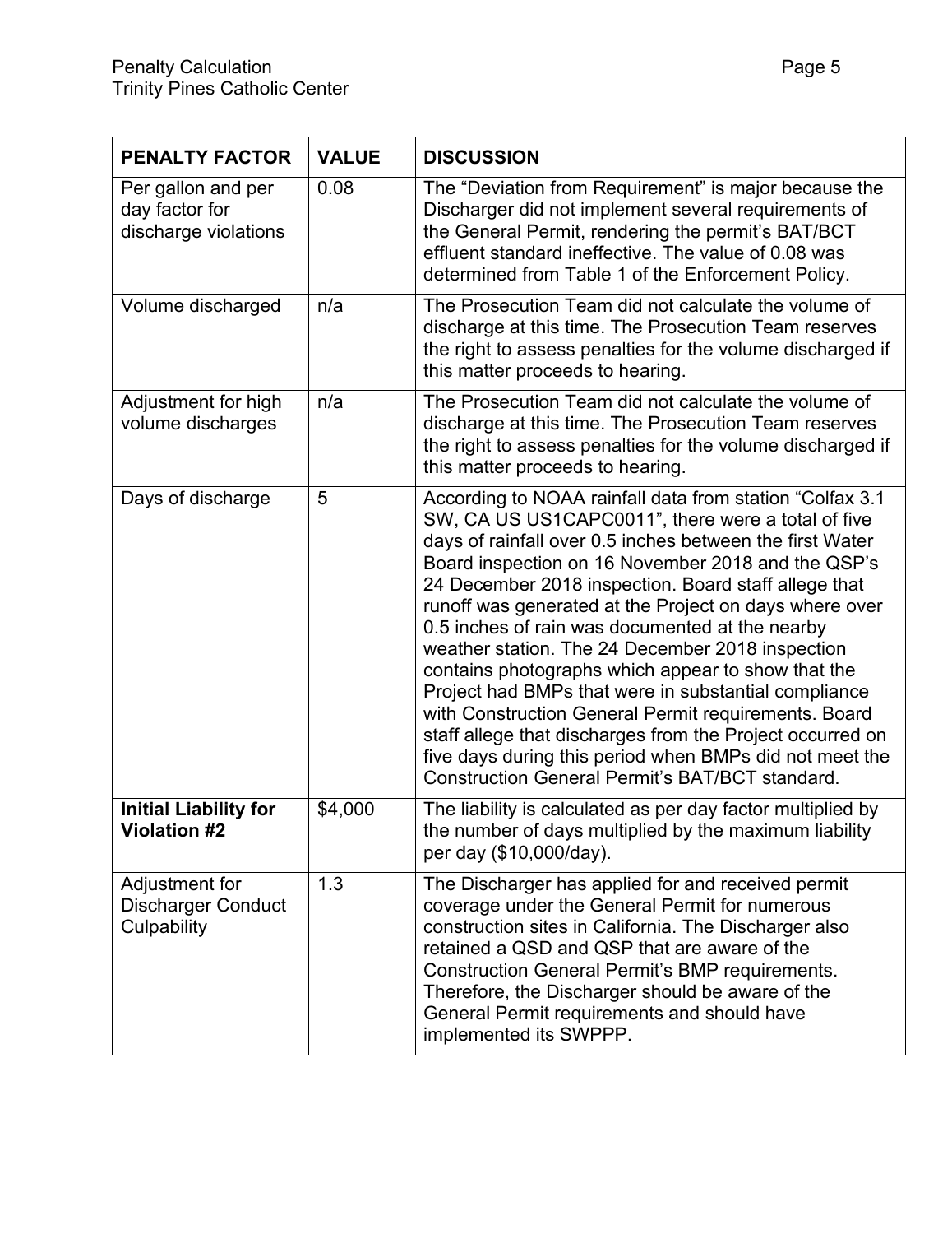| PENALTY FACTOR | VALUE | DISCUSSION |
|---|---|---|
| Per gallon and per day factor for discharge violations | 0.08 | The "Deviation from Requirement" is major because the Discharger did not implement several requirements of the General Permit, rendering the permit's BAT/BCT effluent standard ineffective. The value of 0.08 was determined from Table 1 of the Enforcement Policy. |
| Volume discharged | n/a | The Prosecution Team did not calculate the volume of discharge at this time. The Prosecution Team reserves the right to assess penalties for the volume discharged if this matter proceeds to hearing. |
| Adjustment for high volume discharges | n/a | The Prosecution Team did not calculate the volume of discharge at this time. The Prosecution Team reserves the right to assess penalties for the volume discharged if this matter proceeds to hearing. |
| Days of discharge | 5 | According to NOAA rainfall data from station "Colfax 3.1 SW, CA US US1CAPC0011", there were a total of five days of rainfall over 0.5 inches between the first Water Board inspection on 16 November 2018 and the QSP's 24 December 2018 inspection. Board staff allege that runoff was generated at the Project on days where over 0.5 inches of rain was documented at the nearby weather station. The 24 December 2018 inspection contains photographs which appear to show that the Project had BMPs that were in substantial compliance with Construction General Permit requirements. Board staff allege that discharges from the Project occurred on five days during this period when BMPs did not meet the Construction General Permit's BAT/BCT standard. |
| **Initial Liability for Violation #2** | $4,000 | The liability is calculated as per day factor multiplied by the number of days multiplied by the maximum liability per day ($10,000/day). |
| Adjustment for Discharger Conduct Culpability | 1.3 | The Discharger has applied for and received permit coverage under the General Permit for numerous construction sites in California. The Discharger also retained a QSD and QSP that are aware of the Construction General Permit's BMP requirements. Therefore, the Discharger should be aware of the General Permit requirements and should have implemented its SWPPP. |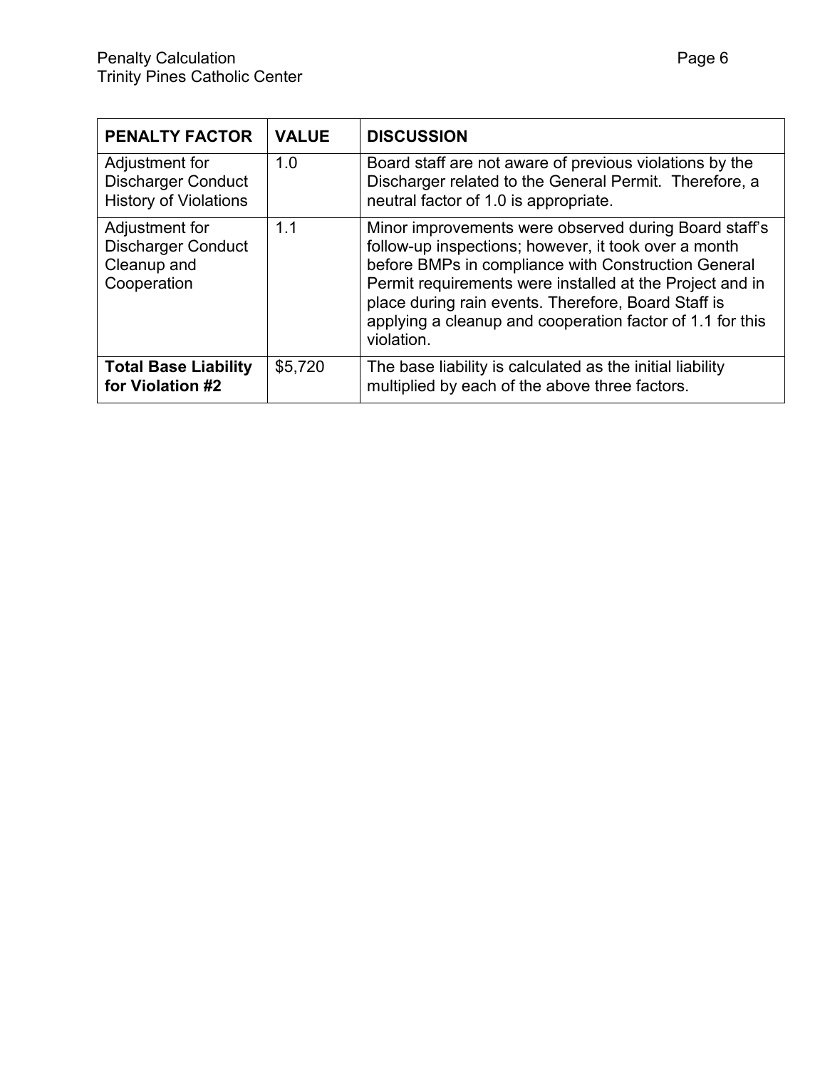| PENALTY FACTOR | VALUE | DISCUSSION |
| --- | --- | --- |
| Adjustment for Discharger Conduct History of Violations | 1.0 | Board staff are not aware of previous violations by the Discharger related to the General Permit. Therefore, a neutral factor of 1.0 is appropriate. |
| Adjustment for Discharger Conduct Cleanup and Cooperation | 1.1 | Minor improvements were observed during Board staff's follow-up inspections; however, it took over a month before BMPs in compliance with Construction General Permit requirements were installed at the Project and in place during rain events. Therefore, Board Staff is applying a cleanup and cooperation factor of 1.1 for this violation. |
| **Total Base Liability for Violation #2** | $5,720 | The base liability is calculated as the initial liability multiplied by each of the above three factors. |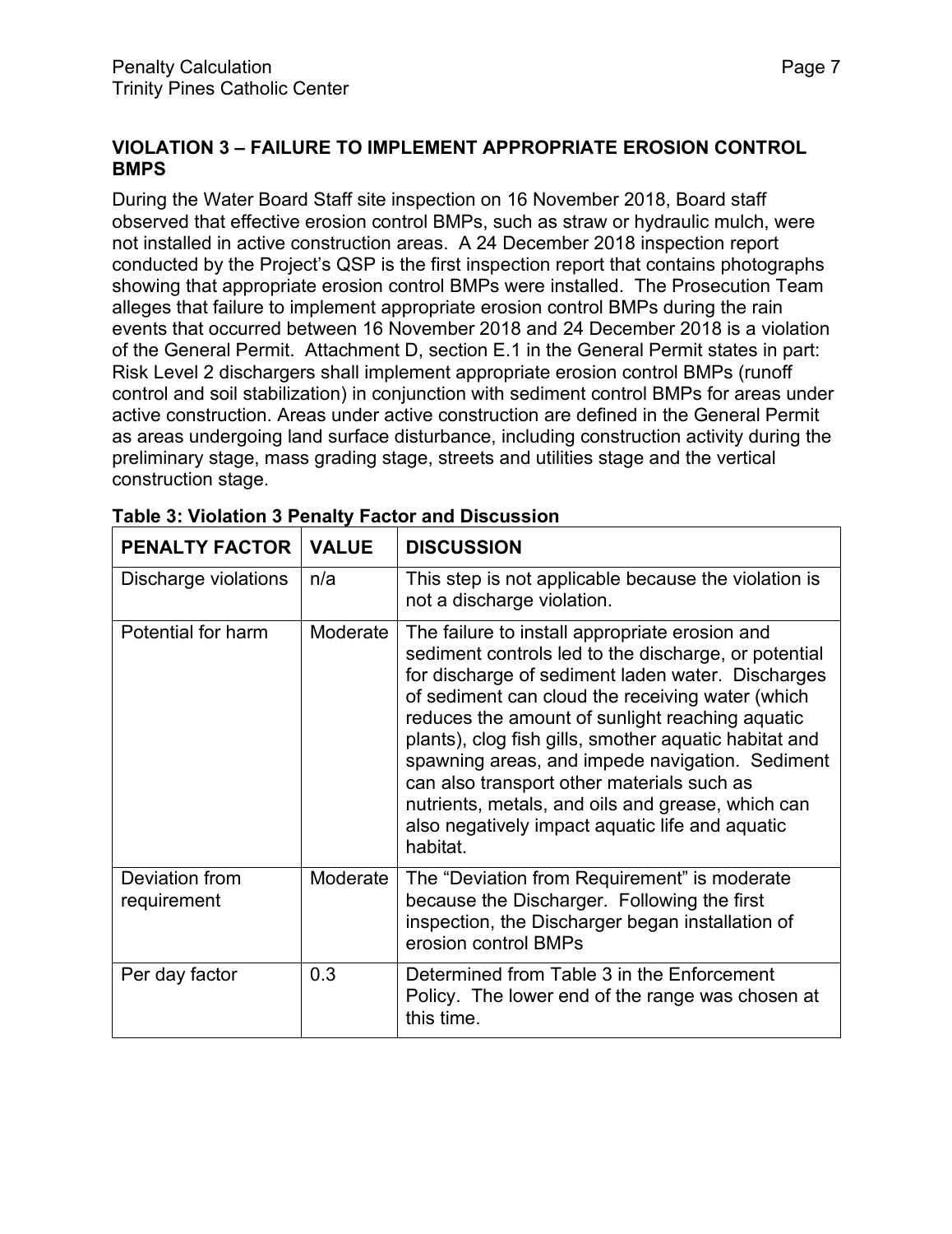### VIOLATION 3 – FAILURE TO IMPLEMENT APPROPRIATE EROSION CONTROL BMPS

During the Water Board Staff site inspection on 16 November 2018, Board staff observed that effective erosion control BMPs, such as straw or hydraulic mulch, were not installed in active construction areas. A 24 December 2018 inspection report conducted by the Project's QSP is the first inspection report that contains photographs showing that appropriate erosion control BMPs were installed. The Prosecution Team alleges that failure to implement appropriate erosion control BMPs during the rain events that occurred between 16 November 2018 and 24 December 2018 is a violation of the General Permit. Attachment D, section E.1 in the General Permit states in part: Risk Level 2 dischargers shall implement appropriate erosion control BMPs (runoff control and soil stabilization) in conjunction with sediment control BMPs for areas under active construction. Areas under active construction are defined in the General Permit as areas undergoing land surface disturbance, including construction activity during the preliminary stage, mass grading stage, streets and utilities stage and the vertical construction stage.

**Table 3: Violation 3 Penalty Factor and Discussion**

| PENALTY FACTOR | VALUE | DISCUSSION |
|---|---|---|
| Discharge violations | n/a | This step is not applicable because the violation is not a discharge violation. |
| Potential for harm | Moderate | The failure to install appropriate erosion and sediment controls led to the discharge, or potential for discharge of sediment laden water. Discharges of sediment can cloud the receiving water (which reduces the amount of sunlight reaching aquatic plants), clog fish gills, smother aquatic habitat and spawning areas, and impede navigation. Sediment can also transport other materials such as nutrients, metals, and oils and grease, which can also negatively impact aquatic life and aquatic habitat. |
| Deviation from requirement | Moderate | The "Deviation from Requirement" is moderate because the Discharger. Following the first inspection, the Discharger began installation of erosion control BMPs |
| Per day factor | 0.3 | Determined from Table 3 in the Enforcement Policy. The lower end of the range was chosen at this time. |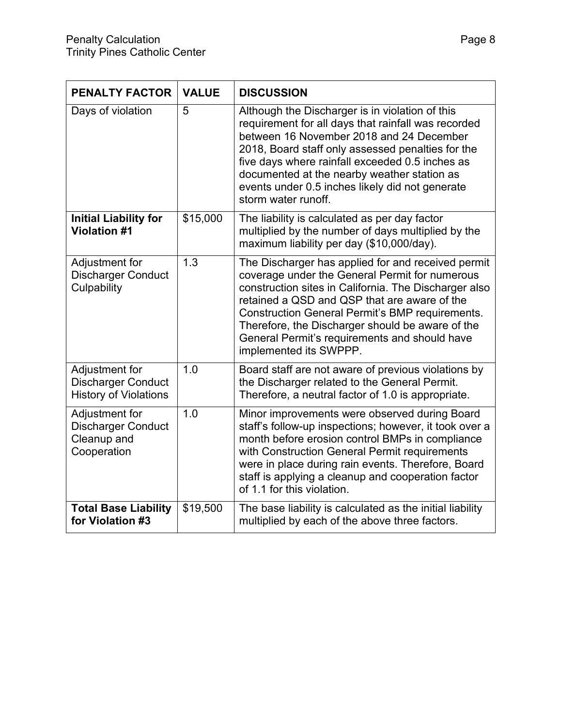| PENALTY FACTOR | VALUE | DISCUSSION |
|---|---|---|
| Days of violation | 5 | Although the Discharger is in violation of this requirement for all days that rainfall was recorded between 16 November 2018 and 24 December 2018, Board staff only assessed penalties for the five days where rainfall exceeded 0.5 inches as documented at the nearby weather station as events under 0.5 inches likely did not generate storm water runoff. |
| **Initial Liability for Violation #1** | $15,000 | The liability is calculated as per day factor multiplied by the number of days multiplied by the maximum liability per day ($10,000/day). |
| Adjustment for Discharger Conduct Culpability | 1.3 | The Discharger has applied for and received permit coverage under the General Permit for numerous construction sites in California. The Discharger also retained a QSD and QSP that are aware of the Construction General Permit's BMP requirements. Therefore, the Discharger should be aware of the General Permit's requirements and should have implemented its SWPPP. |
| Adjustment for Discharger Conduct History of Violations | 1.0 | Board staff are not aware of previous violations by the Discharger related to the General Permit. Therefore, a neutral factor of 1.0 is appropriate. |
| Adjustment for Discharger Conduct Cleanup and Cooperation | 1.0 | Minor improvements were observed during Board staff's follow-up inspections; however, it took over a month before erosion control BMPs in compliance with Construction General Permit requirements were in place during rain events. Therefore, Board staff is applying a cleanup and cooperation factor of 1.1 for this violation. |
| **Total Base Liability for Violation #3** | $19,500 | The base liability is calculated as the initial liability multiplied by each of the above three factors. |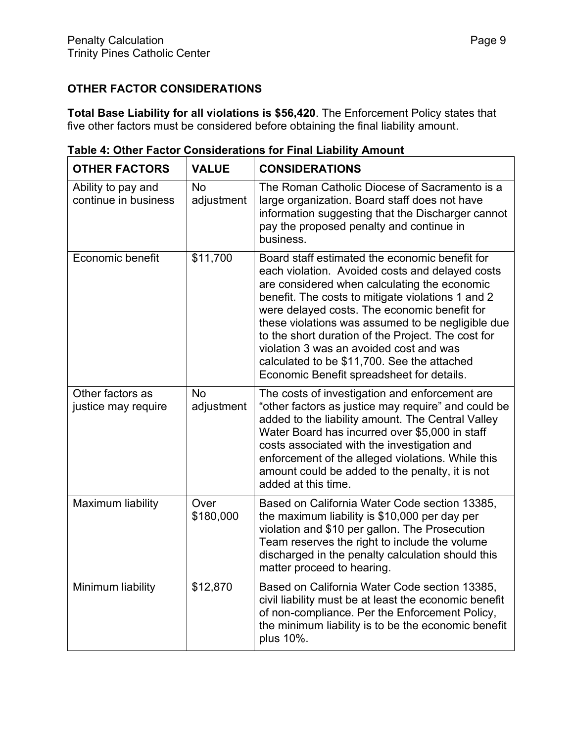## OTHER FACTOR CONSIDERATIONS

**Total Base Liability for all violations is $56,420**. The Enforcement Policy states that five other factors must be considered before obtaining the final liability amount.

**Table 4: Other Factor Considerations for Final Liability Amount**

| OTHER FACTORS | VALUE | CONSIDERATIONS |
|---|---|---|
| Ability to pay and continue in business | No adjustment | The Roman Catholic Diocese of Sacramento is a large organization. Board staff does not have information suggesting that the Discharger cannot pay the proposed penalty and continue in business. |
| Economic benefit | $11,700 | Board staff estimated the economic benefit for each violation. Avoided costs and delayed costs are considered when calculating the economic benefit. The costs to mitigate violations 1 and 2 were delayed costs. The economic benefit for these violations was assumed to be negligible due to the short duration of the Project. The cost for violation 3 was an avoided cost and was calculated to be $11,700. See the attached Economic Benefit spreadsheet for details. |
| Other factors as justice may require | No adjustment | The costs of investigation and enforcement are "other factors as justice may require" and could be added to the liability amount. The Central Valley Water Board has incurred over $5,000 in staff costs associated with the investigation and enforcement of the alleged violations. While this amount could be added to the penalty, it is not added at this time. |
| Maximum liability | Over $180,000 | Based on California Water Code section 13385, the maximum liability is $10,000 per day per violation and $10 per gallon. The Prosecution Team reserves the right to include the volume discharged in the penalty calculation should this matter proceed to hearing. |
| Minimum liability | $12,870 | Based on California Water Code section 13385, civil liability must be at least the economic benefit of non-compliance. Per the Enforcement Policy, the minimum liability is to be the economic benefit plus 10%. |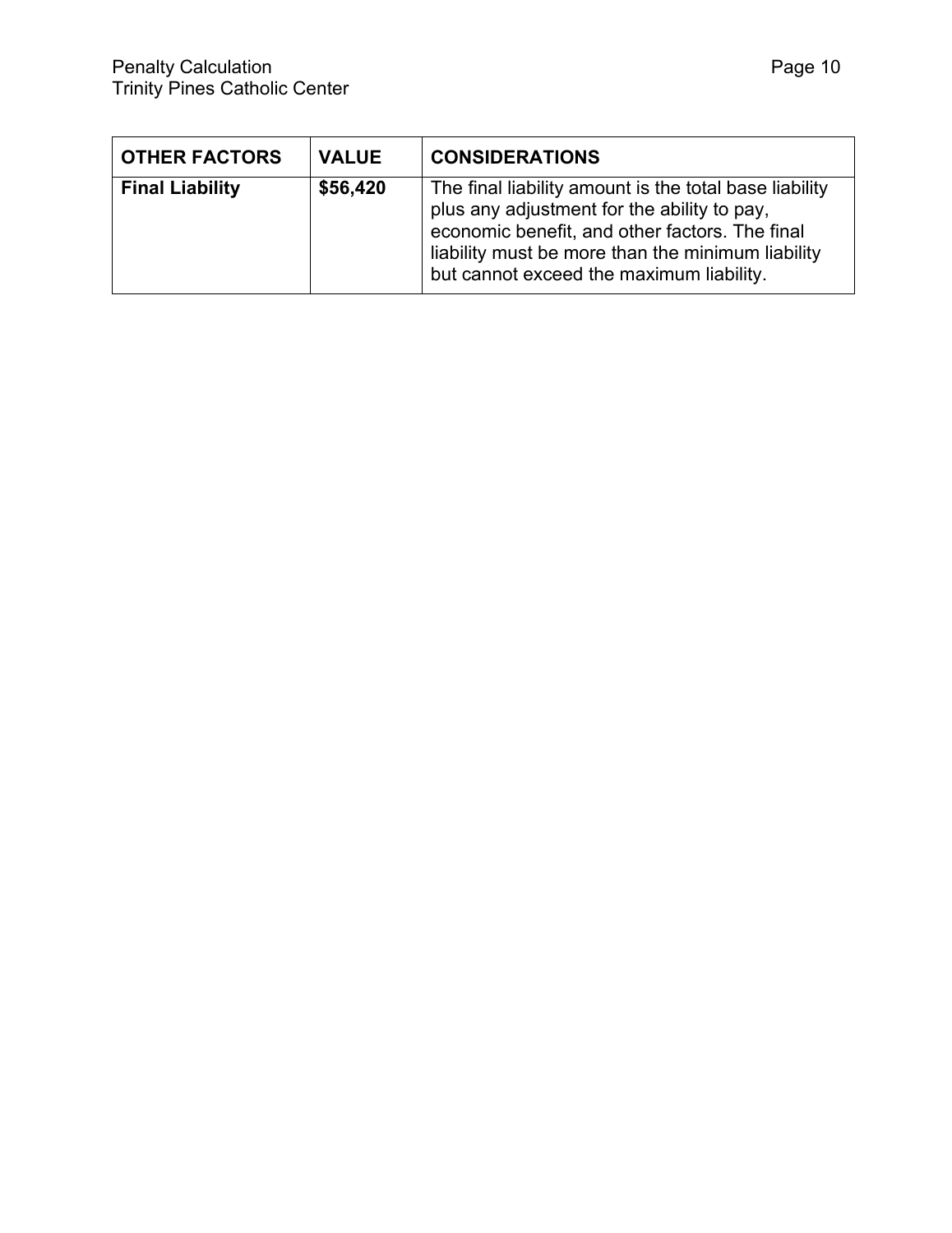| OTHER FACTORS | VALUE | CONSIDERATIONS |
| --- | --- | --- |
| **Final Liability** | **$56,420** | The final liability amount is the total base liability plus any adjustment for the ability to pay, economic benefit, and other factors. The final liability must be more than the minimum liability but cannot exceed the maximum liability. |